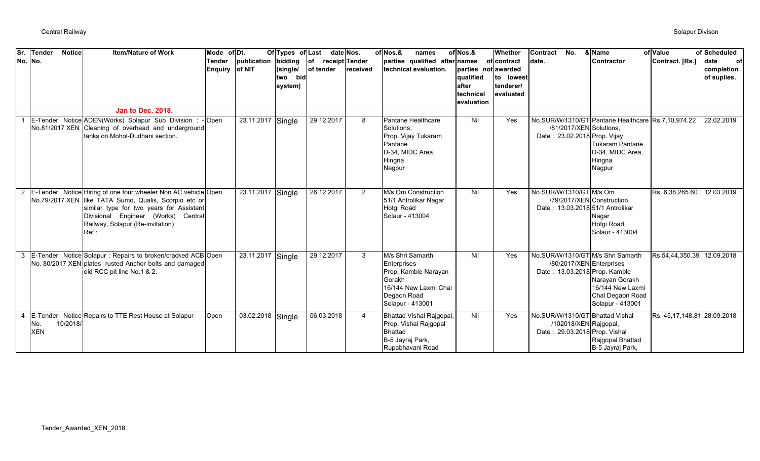| Sr. No. | Tender Notice No. | Item/Nature of Work | Mode of Tender Enquiry | Dt. Of publication of NIT | Types of bidding (single/ two bid system) | Last date of receipt of tender | Nos. of Tender received | Nos.& names of parties qualified after technical evaluation. | Nos.& names of parties not qualified after technical evaluation | Whether contract awarded to lowest tenderer/ evaluated | Contract No. & date. | Name of Contractor | Value of Contract. [Rs.] | Scheduled date of completion of suplies. |
|---|---|---|---|---|---|---|---|---|---|---|---|---|---|---|
| | | **Jan to Dec. 2018.** | | | | | | | | | | | | |
| 1 | E-Tender Notice No.81/2017 XEN | ADEN(Works) Solapur Sub Division : - Cleaning of overhead and underground tanks on Mohol-Dudhani section. | Open | 23.11.2017 | Single | 29.12.2017 | 8 | Pantane Healthcare Solutions, Prop. Vijay Tukaram Pantane D-34, MIDC Area, Hingna Nagpur | Nil | Yes | No.SUR/W/1310/GT /81/2017/XEN Date : 23.02.2018 | Pantane Healthcare Solutions, Prop. Vijay Tukaram Pantane D-34, MIDC Area, Hingna Nagpur | Rs.7,10,974.22 | 22.02.2019 |
| 2 | E-Tender Notice No.79/2017 XEN | Hiring of one four wheeler Non AC vehicle like TATA Sumo, Qualis, Scorpio etc or similar type for two years for Assistant Divisional Engineer (Works) Central Railway, Solapur (Re-invitation) Ref : | Open | 23.11.2017 | Single | 26.12.2017 | 2 | M/s Om Construction 51/1 Antrolikar Nagar Hotgi Road Solaur - 413004 | Nil | Yes | No.SUR/W/1310/GT /79/2017/XEN Date : 13.03.2018 | M/s Om Construction 51/1 Antrolikar Nagar Hotgi Road Solaur - 413004 | Rs. 6,38,265.60 | 12.03.2019 |
| 3 | E-Tender Notice No. 80/2017 XEN | Solapur : Repairs to broken/cracked ACB plates rusted Anchor bolts and damaged old RCC pit line No.1 & 2. | Open | 23.11.2017 | Single | 29.12.2017 | 3 | M/s Shri Samarth Enterprises Prop. Kamble Narayan Gorakh 16/144 New Laxmi Chal Degaon Road Solapur - 413001 | Nil | Yes | No.SUR/W/1310/GT /80/2017/XEN Date : 13.03.2018 | M/s Shri Samarth Enterprises Prop. Kamble Narayan Gorakh 16/144 New Laxmi Chal Degaon Road Solapur - 413001 | Rs.54,44,350.39 | 12.09.2018 |
| 4 | E-Tender Notice No. 10/2018/ XEN | Repairs to TTE Rest House at Solapur | Open | 03.02.2018 | Single | 06.03.2018 | 4 | Bhattad Vishal Rajgopal, Prop. Vishal Rajgopal Bhattad B-5 Jayraj Park, Rupabhavani Road | Nil | Yes | No.SUR/W/1310/GT /102018/XEN Date : 29.03.2018 | Bhattad Vishal Rajgopal, Prop. Vishal Rajgopal Bhattad B-5 Jayraj Park, | Rs. 45,17,148.81 | 28.09.2018 |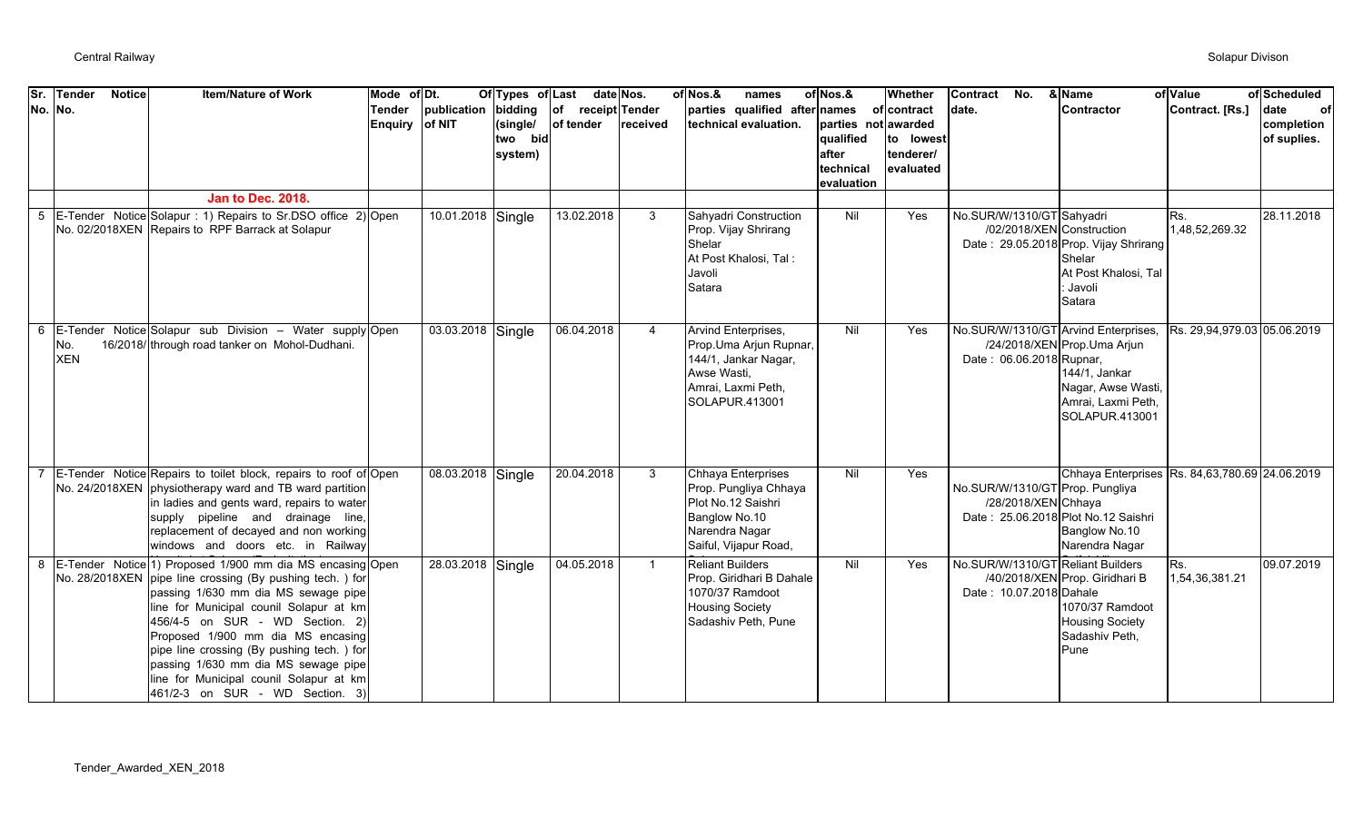| Sr. No. | Tender Notice No. | Item/Nature of Work | Mode of Tender Enquiry | Dt. Of publication of NIT | Types of bidding (single/ two bid system) | Last date of receipt of tender | Nos. of Tender received | Nos.& names of parties qualified after technical evaluation. | Nos.& names of parties not qualified after technical evaluation | Whether contract awarded to lowest tenderer/ evaluated | Contract No. & date. | Name of Contractor | Value of Contract. [Rs.] | Scheduled date of completion of suplies. |
|---|---|---|---|---|---|---|---|---|---|---|---|---|---|---|
| | | **Jan to Dec. 2018.** | | | | | | | | | | | | |
| 5 | E-Tender Notice No. 02/2018XEN | Solapur : 1) Repairs to Sr.DSO office 2) Repairs to RPF Barrack at Solapur | Open | 10.01.2018 | Single | 13.02.2018 | 3 | Sahyadri Construction Prop. Vijay Shrirang Shelar At Post Khalosi, Tal : Javoli Satara | Nil | Yes | No.SUR/W/1310/GT/02/2018/XEN Date : 29.05.2018 | Sahyadri Construction Prop. Vijay Shrirang Shelar At Post Khalosi, Tal : Javoli Satara | Rs. 1,48,52,269.32 | 28.11.2018 |
| 6 | E-Tender Notice No. 16/2018/XEN | Solapur sub Division – Water supply through road tanker on Mohol-Dudhani. | Open | 03.03.2018 | Single | 06.04.2018 | 4 | Arvind Enterprises, Prop.Uma Arjun Rupnar, 144/1, Jankar Nagar, Awse Wasti, Amrai, Laxmi Peth, SOLAPUR.413001 | Nil | Yes | No.SUR/W/1310/GT/24/2018/XEN Date : 06.06.2018 | Arvind Enterprises, Prop.Uma Arjun Rupnar, 144/1, Jankar Nagar, Awse Wasti, Amrai, Laxmi Peth, SOLAPUR.413001 | Rs. 29,94,979.03 | 05.06.2019 |
| 7 | E-Tender Notice No. 24/2018XEN | Repairs to toilet block, repairs to roof of physiotherapy ward and TB ward partition in ladies and gents ward, repairs to water supply pipeline and drainage line, replacement of decayed and non working windows and doors etc. in Railway | Open | 08.03.2018 | Single | 20.04.2018 | 3 | Chhaya Enterprises Prop. Pungliya Chhaya Plot No.12 Saishri Banglow No.10 Narendra Nagar Saiful, Vijapur Road, | Nil | Yes | No.SUR/W/1310/GT/28/2018/XEN Date : 25.06.2018 | Chhaya Enterprises Prop. Pungliya Chhaya Plot No.12 Saishri Banglow No.10 Narendra Nagar | Rs. 84,63,780.69 | 24.06.2019 |
| 8 | E-Tender Notice No. 28/2018XEN | 1) Proposed 1/900 mm dia MS encasing pipe line crossing (By pushing tech. ) for passing 1/630 mm dia MS sewage pipe line for Municipal counil Solapur at km 456/4-5 on SUR - WD Section. 2) Proposed 1/900 mm dia MS encasing pipe line crossing (By pushing tech. ) for passing 1/630 mm dia MS sewage pipe line for Municipal counil Solapur at km 461/2-3 on SUR - WD Section. 3) | Open | 28.03.2018 | Single | 04.05.2018 | 1 | Reliant Builders Prop. Giridhari B Dahale 1070/37 Ramdoot Housing Society Sadashiv Peth, Pune | Nil | Yes | No.SUR/W/1310/GT/40/2018/XEN Date : 10.07.2018 | Reliant Builders Prop. Giridhari B Dahale 1070/37 Ramdoot Housing Society Sadashiv Peth, Pune | Rs. 1,54,36,381.21 | 09.07.2019 |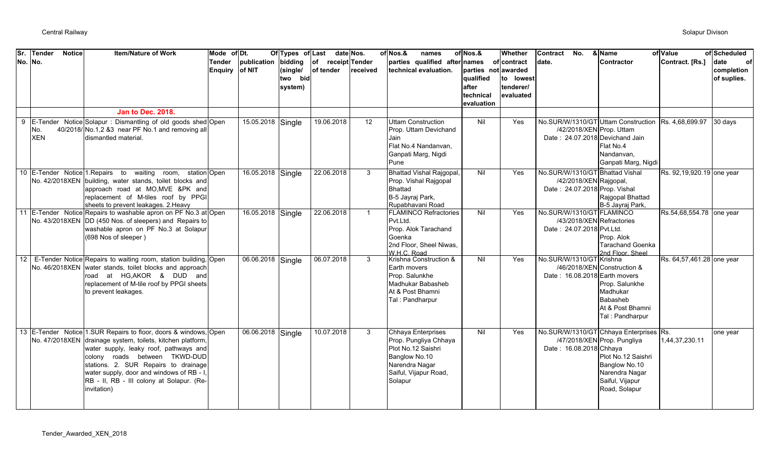| Sr. No. | Tender Notice No. | Item/Nature of Work | Mode of Tender Enquiry | Dt. Of publication of NIT | Types of bidding (single/ two bid system) | Last date of receipt of tender | Nos. of Tender received | Nos.& names of parties qualified after technical evaluation. | Nos.& names of parties not qualified after technical evaluation | Whether contract awarded to lowest tenderer/ evaluated | Contract No. & date. | Name of Contractor | Value of Contract. [Rs.] | Scheduled date of completion of suplies. |
|---|---|---|---|---|---|---|---|---|---|---|---|---|---|---|
| | | **Jan to Dec. 2018.** | | | | | | | | | | | | |
| 9 | E-Tender Notice No. 40/2018/XEN | Solapur : Dismantling of old goods shed No.1,2 &3 near PF No.1 and removing all dismantled material. | Open | 15.05.2018 | Single | 19.06.2018 | 12 | Uttam Construction Prop. Uttam Devichand Jain Flat No.4 Nandanvan, Ganpati Marg, Nigdi Pune | Nil | Yes | No.SUR/W/1310/GT/42/2018/XEN Date : 24.07.2018 | Uttam Construction Prop. Uttam Devichand Jain Flat No.4 Nandanvan, Ganpati Marg, Nigdi | Rs. 4,68,699.97 | 30 days |
| 10 | E-Tender Notice No. 42/2018XEN | 1.Repairs to waiting room, station building, water stands, toilet blocks and approach road at MO,MVE &PK and replacement of M-tiles roof by PPGI sheets to prevent leakages. 2.Heavy | Open | 16.05.2018 | Single | 22.06.2018 | 3 | Bhattad Vishal Rajgopal, Prop. Vishal Rajgopal Bhattad B-5 Jayraj Park, Rupabhavani Road | Nil | Yes | No.SUR/W/1310/GT/42/2018/XEN Date : 24.07.2018 | Bhattad Vishal Rajgopal, Prop. Vishal Rajgopal Bhattad B-5 Jayraj Park, | Rs. 92,19,920.19 | one year |
| 11 | E-Tender Notice No. 43/2018XEN | Repairs to washable apron on PF No.3 at DD (450 Nos. of sleepers) and Repairs to washable apron on PF No.3 at Solapur (698 Nos of sleeper ) | Open | 16.05.2018 | Single | 22.06.2018 | 1 | FLAMINCO Refractories Pvt.Ltd. Prop. Alok Tarachand Goenka 2nd Floor, Sheel Niwas, W.H.C. Road | Nil | Yes | No.SUR/W/1310/GT/43/2018/XEN Date : 24.07.2018 | FLAMINCO Refractories Pvt.Ltd. Prop. Alok Tarachand Goenka 2nd Floor, Sheel | Rs.54,68,554.78 | one year |
| 12 | E-Tender Notice No. 46/2018XEN | Repairs to waiting room, station building, water stands, toilet blocks and approach road at HG,AKOR & DUD and replacement of M-tile roof by PPGI sheets to prevent leakages. | Open | 06.06.2018 | Single | 06.07.2018 | 3 | Krishna Construction & Earth movers Prop. Salunkhe Madhukar Babasheb At & Post Bhamni Tal : Pandharpur | Nil | Yes | No.SUR/W/1310/GT/46/2018/XEN Date : 16.08.2018 | Krishna Construction & Earth movers Prop. Salunkhe Madhukar Babasheb At & Post Bhamni Tal : Pandharpur | Rs. 64,57,461.28 | one year |
| 13 | E-Tender Notice No. 47/2018XEN | 1.SUR Repairs to floor, doors & windows, drainage system, toilets, kitchen platform, water supply, leaky roof, pathways and colony roads between TKWD-DUD stations. 2. SUR Repairs to drainage water supply, door and windows of RB - I, RB - II, RB - III colony at Solapur. (Re-invitation) | Open | 06.06.2018 | Single | 10.07.2018 | 3 | Chhaya Enterprises Prop. Pungliya Chhaya Plot No.12 Saishri Banglow No.10 Narendra Nagar Saiful, Vijapur Road, Solapur | Nil | Yes | No.SUR/W/1310/GT/47/2018/XEN Date : 16.08.2018 | Chhaya Enterprises Prop. Pungliya Chhaya Plot No.12 Saishri Banglow No.10 Narendra Nagar Saiful, Vijapur Road, Solapur | Rs. 1,44,37,230.11 | one year |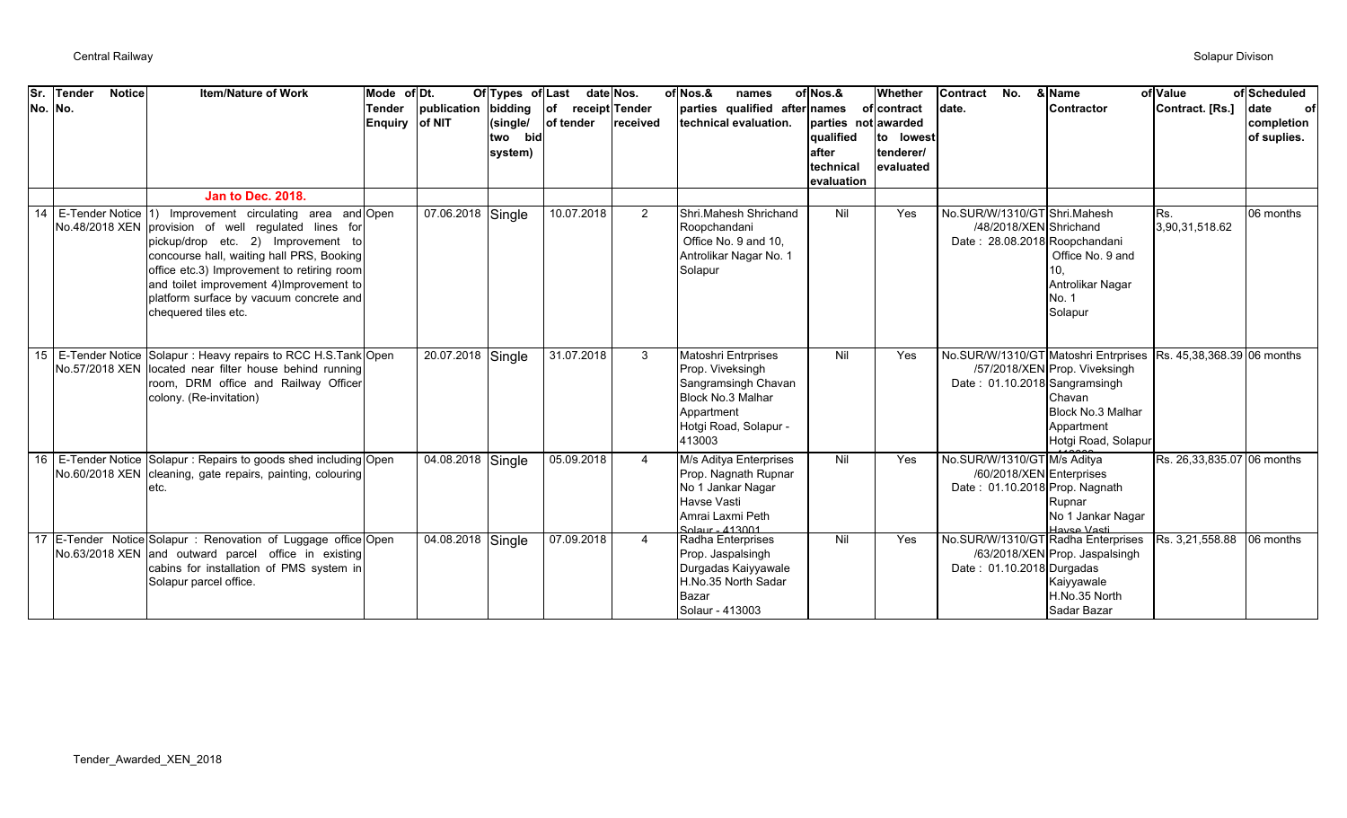| Sr. No. | Tender Notice No. | Item/Nature of Work | Mode of Tender Enquiry | Dt. Of publication of NIT | Types of bidding (single/ two bid system) | Last date of receipt of tender | Nos. of Tender received | Nos.& names of parties qualified after technical evaluation. | Nos.& names of parties not qualified after technical evaluation | Whether contract awarded to lowest tenderer/ evaluated | Contract No. & date. | Name of Contractor | Value of Contract. [Rs.] | Scheduled date of completion of suplies. |
|---|---|---|---|---|---|---|---|---|---|---|---|---|---|---|
| | | **Jan to Dec. 2018.** | | | | | | | | | | | | |
| 14 | E-Tender Notice No.48/2018 XEN | 1) Improvement circulating area and provision of well regulated lines for pickup/drop etc. 2) Improvement to concourse hall, waiting hall PRS, Booking office etc.3) Improvement to retiring room and toilet improvement 4)Improvement to platform surface by vacuum concrete and chequered tiles etc. | Open | 07.06.2018 | Single | 10.07.2018 | 2 | Shri.Mahesh Shrichand Roopchandani Office No. 9 and 10, Antrolikar Nagar No. 1 Solapur | Nil | Yes | No.SUR/W/1310/GT/48/2018/XEN Date : 28.08.2018 | Shri.Mahesh Shrichand Roopchandani Office No. 9 and 10, Antrolikar Nagar No. 1 Solapur | Rs. 3,90,31,518.62 | 06 months |
| 15 | E-Tender Notice No.57/2018 XEN | Solapur : Heavy repairs to RCC H.S.Tank located near filter house behind running room, DRM office and Railway Officer colony. (Re-invitation) | Open | 20.07.2018 | Single | 31.07.2018 | 3 | Matoshri Entrprises Prop. Viveksingh Sangramsingh Chavan Block No.3 Malhar Appartment Hotgi Road, Solapur - 413003 | Nil | Yes | No.SUR/W/1310/GT/57/2018/XEN Date : 01.10.2018 | Matoshri Entrprises Prop. Viveksingh Sangramsingh Chavan Block No.3 Malhar Appartment Hotgi Road, Solapur | Rs. 45,38,368.39 | 06 months |
| 16 | E-Tender Notice No.60/2018 XEN | Solapur : Repairs to goods shed including cleaning, gate repairs, painting, colouring etc. | Open | 04.08.2018 | Single | 05.09.2018 | 4 | M/s Aditya Enterprises Prop. Nagnath Rupnar No 1 Jankar Nagar Havse Vasti Amrai Laxmi Peth Solapur - 413001 | Nil | Yes | No.SUR/W/1310/GT/60/2018/XEN Date : 01.10.2018 | M/s Aditya Enterprises Prop. Nagnath Rupnar No 1 Jankar Nagar Havse Vasti | Rs. 26,33,835.07 | 06 months |
| 17 | E-Tender Notice No.63/2018 XEN | Solapur : Renovation of Luggage office and outward parcel office in existing cabins for installation of PMS system in Solapur parcel office. | Open | 04.08.2018 | Single | 07.09.2018 | 4 | Radha Enterprises Prop. Jaspalsingh Durgadas Kaiyyawale H.No.35 North Sadar Bazar Solapur - 413003 | Nil | Yes | No.SUR/W/1310/GT/63/2018/XEN Date : 01.10.2018 | Radha Enterprises Prop. Jaspalsingh Durgadas Kaiyyawale H.No.35 North Sadar Bazar | Rs. 3,21,558.88 | 06 months |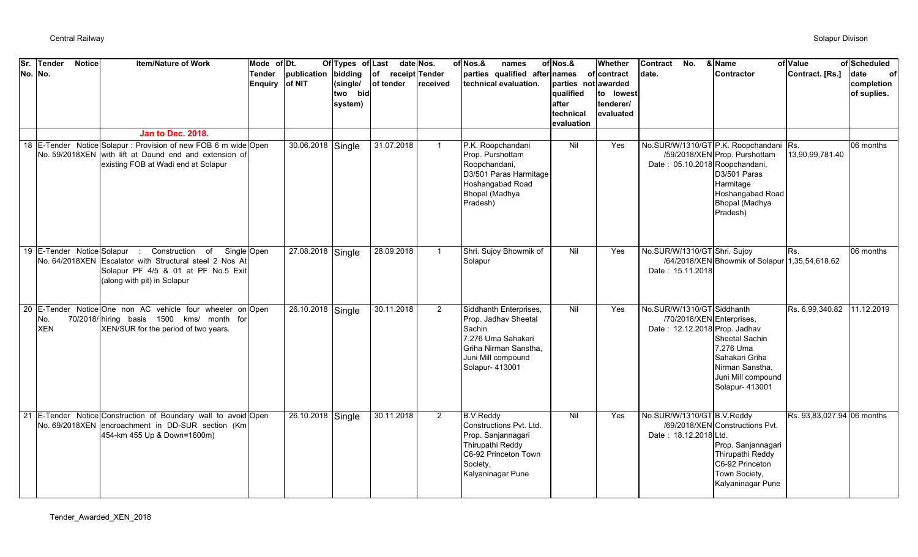| Sr. No. | Tender Notice No. | Item/Nature of Work | Mode of Tender Enquiry | Dt. Of publication of NIT | Types of bidding (single/ two bid system) | Last date of receipt of tender | Nos. of Tender received | Nos.& names of parties qualified after technical evaluation. | Nos.& names of parties qualified after technical evaluation | Whether contract not awarded to lowest tenderer/ evaluated | Contract No. & date. | Name of Contractor | Value of Contract. [Rs.] | Scheduled date of completion of suplies. |
|---|---|---|---|---|---|---|---|---|---|---|---|---|---|---|
| | | **Jan to Dec. 2018.** | | | | | | | | | | | | |
| 18 | E-Tender Notice No. 59/2018XEN | Solapur : Provision of new FOB 6 m wide with lift at Daund end and extension of existing FOB at Wadi end at Solapur | Open | 30.06.2018 | Single | 31.07.2018 | 1 | P.K. Roopchandani Prop. Purshottam Roopchandani, D3/501 Paras Harmitage Hoshangabad Road Bhopal (Madhya Pradesh) | Nil | Yes | No.SUR/W/1310/GT/59/2018/XEN Date : 05.10.2018 | P.K. Roopchandani Prop. Purshottam Roopchandani, D3/501 Paras Harmitage Hoshangabad Road Bhopal (Madhya Pradesh) | Rs. 13,90,99,781.40 | 06 months |
| 19 | E-Tender Notice No. 64/2018XEN | Solapur : Construction of Single Escalator with Structural steel 2 Nos At Solapur PF 4/5 & 01 at PF No.5 Exit (along with pit) in Solapur | Open | 27.08.2018 | Single | 28.09.2018 | 1 | Shri. Sujoy Bhowmik of Solapur | Nil | Yes | No.SUR/W/1310/GT/64/2018/XEN Date : 15.11.2018 | Shri. Sujoy Bhowmik of Solapur | Rs. 1,35,54,618.62 | 06 months |
| 20 | E-Tender Notice No. 70/2018/XEN | One non AC vehicle four wheeler on hiring basis 1500 kms/ month for XEN/SUR for the period of two years. | Open | 26.10.2018 | Single | 30.11.2018 | 2 | Siddhanth Enterprises, Prop. Jadhav Sheetal Sachin 7.276 Uma Sahakari Griha Nirman Sanstha, Juni Mill compound Solapur- 413001 | Nil | Yes | No.SUR/W/1310/GT/70/2018/XEN Date : 12.12.2018 | Siddhanth Enterprises, Prop. Jadhav Sheetal Sachin 7.276 Uma Sahakari Griha Nirman Sanstha, Juni Mill compound Solapur- 413001 | Rs. 6,99,340.82 | 11.12.2019 |
| 21 | E-Tender Notice No. 69/2018XEN | Construction of Boundary wall to avoid encroachment in DD-SUR section (Km 454-km 455 Up & Down=1600m) | Open | 26.10.2018 | Single | 30.11.2018 | 2 | B.V.Reddy Constructions Pvt. Ltd. Prop. Sanjannagari Thirupathi Reddy C6-92 Princeton Town Society, Kalyaninagar Pune | Nil | Yes | No.SUR/W/1310/GT/69/2018/XEN Date : 18.12.2018 | B.V.Reddy Constructions Pvt. Ltd. Prop. Sanjannagari Thirupathi Reddy C6-92 Princeton Town Society, Kalyaninagar Pune | Rs. 93,83,027.94 | 06 months |